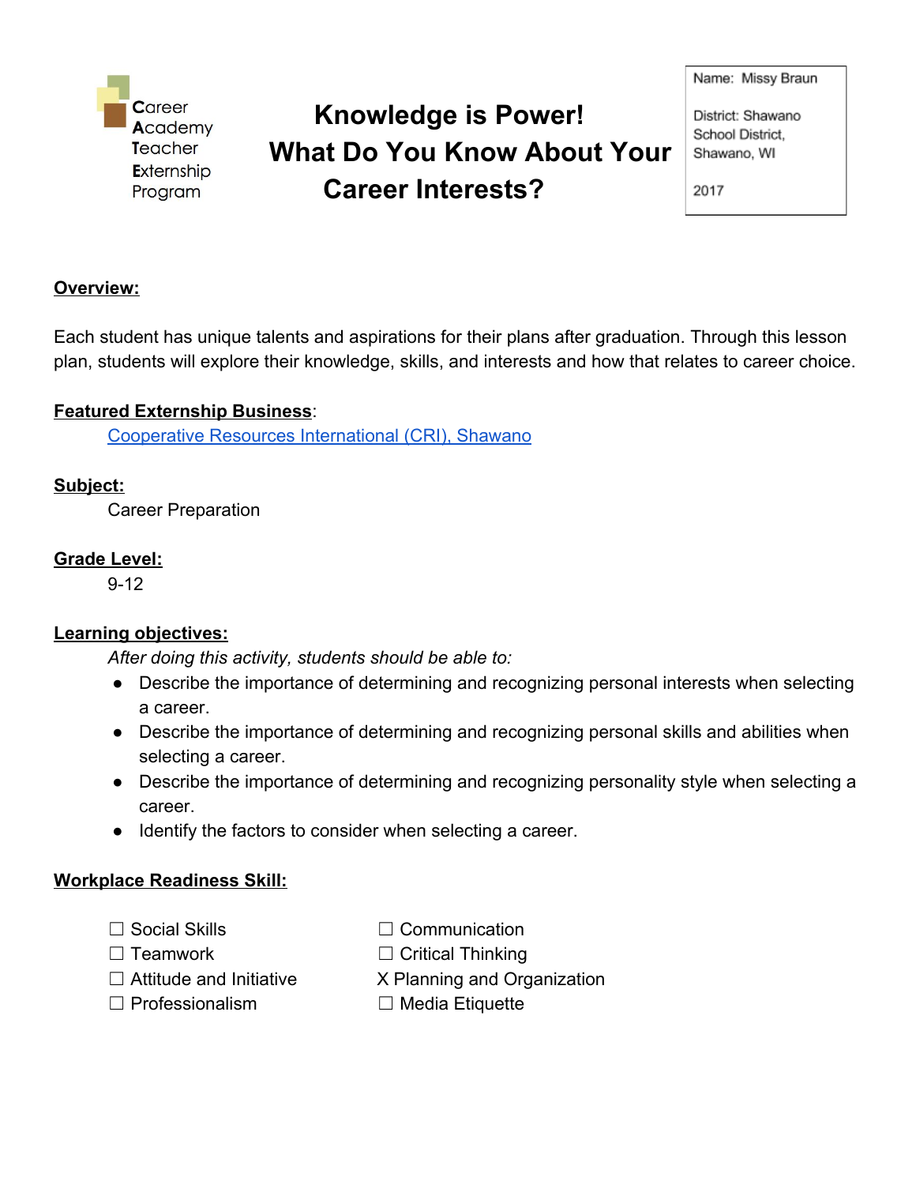Career Academy Teacher Externship Program

# Knowledge is Power! What Do You Know About Your Career Interests?

Name: Missy Braun

District: Shawano School District, Shawano, WI

2017

## Overview:

Each student has unique talents and aspirations for their plans after graduation. Through this lesson plan, students will explore their knowledge, skills, and interests and how that relates to career choice.

## Featured Externship Business:

[Cooperative Resources International (CRI), Shawano]

## Subject:

Career Preparation

## Grade Level:

9-12

## Learning objectives:

*After doing this activity, students should be able to:*

- Describe the importance of determining and recognizing personal interests when selecting a career.
- Describe the importance of determining and recognizing personal skills and abilities when selecting a career.
- Describe the importance of determining and recognizing personality style when selecting a career.
- Identify the factors to consider when selecting a career.

## Workplace Readiness Skill:

☐ Social Skills
☐ Teamwork
☐ Attitude and Initiative
☐ Professionalism
☐ Communication
☐ Critical Thinking
X Planning and Organization
☐ Media Etiquette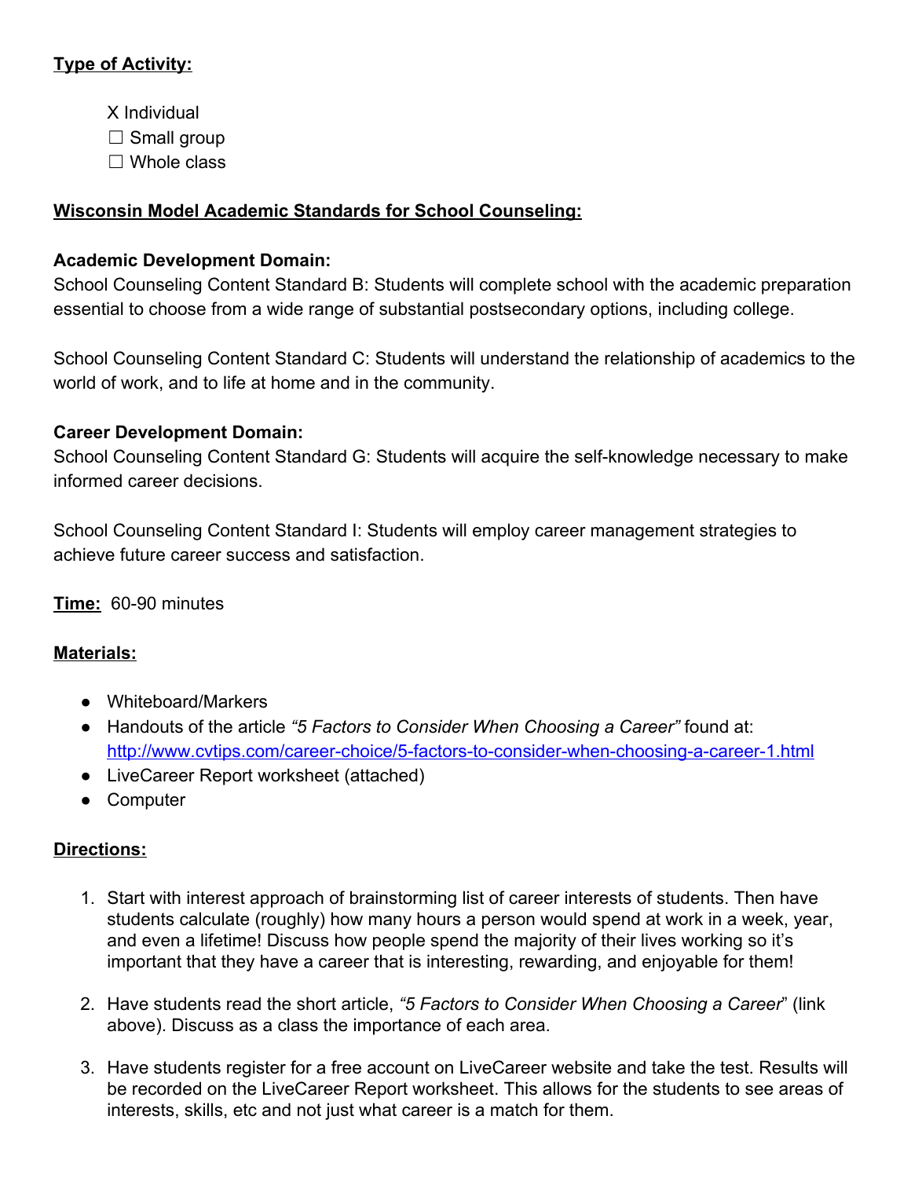**Type of Activity:**

X Individual
☐ Small group
☐ Whole class

**Wisconsin Model Academic Standards for School Counseling:**

**Academic Development Domain:**
School Counseling Content Standard B: Students will complete school with the academic preparation essential to choose from a wide range of substantial postsecondary options, including college.

School Counseling Content Standard C: Students will understand the relationship of academics to the world of work, and to life at home and in the community.

**Career Development Domain:**
School Counseling Content Standard G: Students will acquire the self-knowledge necessary to make informed career decisions.

School Counseling Content Standard I: Students will employ career management strategies to achieve future career success and satisfaction.

**Time:** 60-90 minutes

**Materials:**

- Whiteboard/Markers
- Handouts of the article *"5 Factors to Consider When Choosing a Career"* found at: http://www.cvtips.com/career-choice/5-factors-to-consider-when-choosing-a-career-1.html
- LiveCareer Report worksheet (attached)
- Computer

**Directions:**

1. Start with interest approach of brainstorming list of career interests of students. Then have students calculate (roughly) how many hours a person would spend at work in a week, year, and even a lifetime! Discuss how people spend the majority of their lives working so it's important that they have a career that is interesting, rewarding, and enjoyable for them!

2. Have students read the short article, *"5 Factors to Consider When Choosing a Career"* (link above). Discuss as a class the importance of each area.

3. Have students register for a free account on LiveCareer website and take the test. Results will be recorded on the LiveCareer Report worksheet. This allows for the students to see areas of interests, skills, etc and not just what career is a match for them.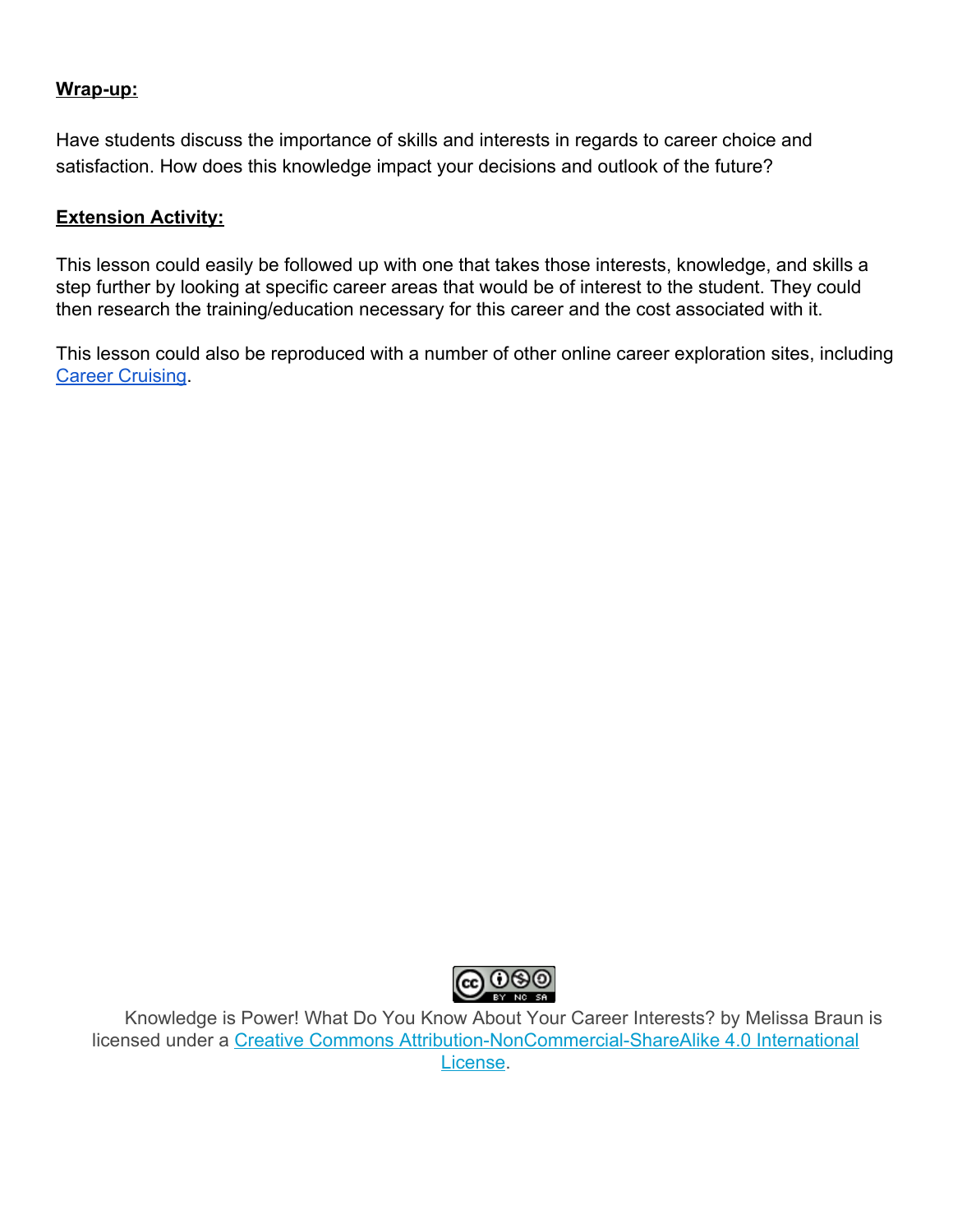**Wrap-up:**

Have students discuss the importance of skills and interests in regards to career choice and satisfaction. How does this knowledge impact your decisions and outlook of the future?

**Extension Activity:**

This lesson could easily be followed up with one that takes those interests, knowledge, and skills a step further by looking at specific career areas that would be of interest to the student. They could then research the training/education necessary for this career and the cost associated with it.

This lesson could also be reproduced with a number of other online career exploration sites, including Career Cruising.

Knowledge is Power! What Do You Know About Your Career Interests? by Melissa Braun is licensed under a Creative Commons Attribution-NonCommercial-ShareAlike 4.0 International License.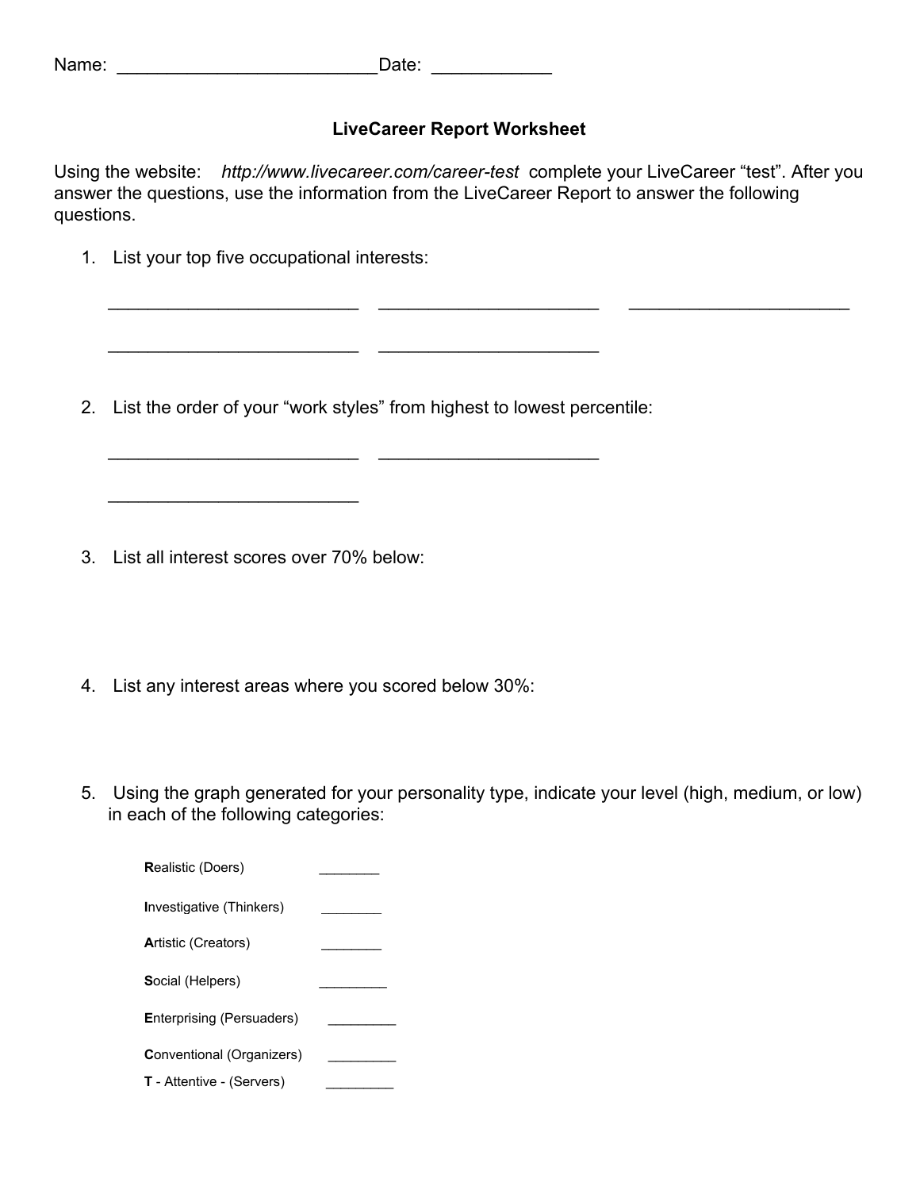Name: _________________________ Date: ___________

## LiveCareer Report Worksheet

Using the website: *http://www.livecareer.com/career-test* complete your LiveCareer "test". After you answer the questions, use the information from the LiveCareer Report to answer the following questions.

1. List your top five occupational interests:

   _________________________ &nbsp;&nbsp; ______________________ &nbsp;&nbsp; ______________________

   _________________________ &nbsp;&nbsp; ______________________

2. List the order of your "work styles" from highest to lowest percentile:

   _________________________ &nbsp;&nbsp; ______________________

   _________________________

3. List all interest scores over 70% below:

4. List any interest areas where you scored below 30%:

5. Using the graph generated for your personality type, indicate your level (high, medium, or low) in each of the following categories:

   **R**ealistic (Doers) ________

   **I**nvestigative (Thinkers) ________

   **A**rtistic (Creators) ________

   **S**ocial (Helpers) _________

   **E**nterprising (Persuaders) _________

   **C**onventional (Organizers) _________

   **T** - Attentive - (Servers) _________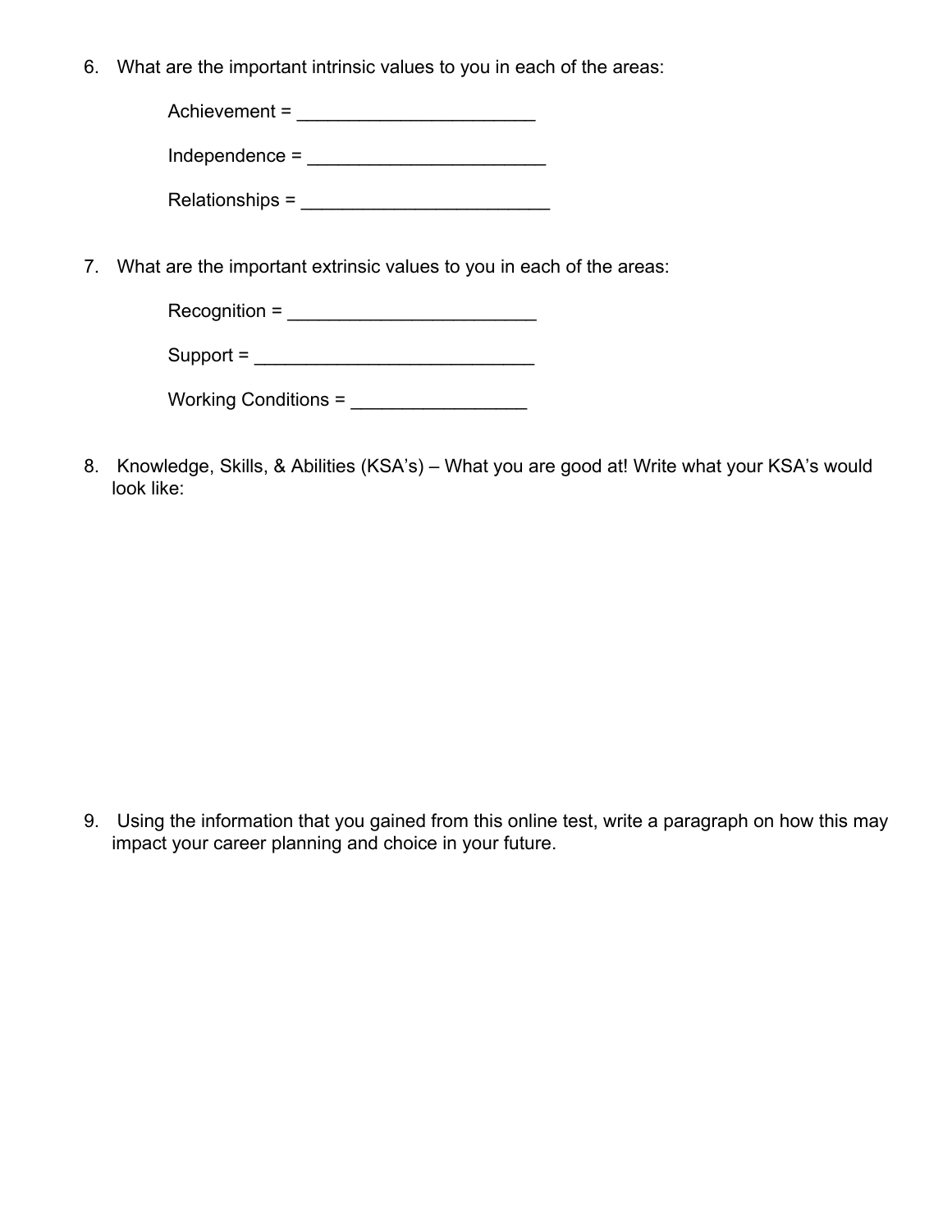6. What are the important intrinsic values to you in each of the areas:

   Achievement = _______________________

   Independence = _______________________

   Relationships = ________________________

7. What are the important extrinsic values to you in each of the areas:

   Recognition = ________________________

   Support = ___________________________

   Working Conditions = _________________

8. Knowledge, Skills, & Abilities (KSA's) – What you are good at! Write what your KSA's would look like:

9. Using the information that you gained from this online test, write a paragraph on how this may impact your career planning and choice in your future.